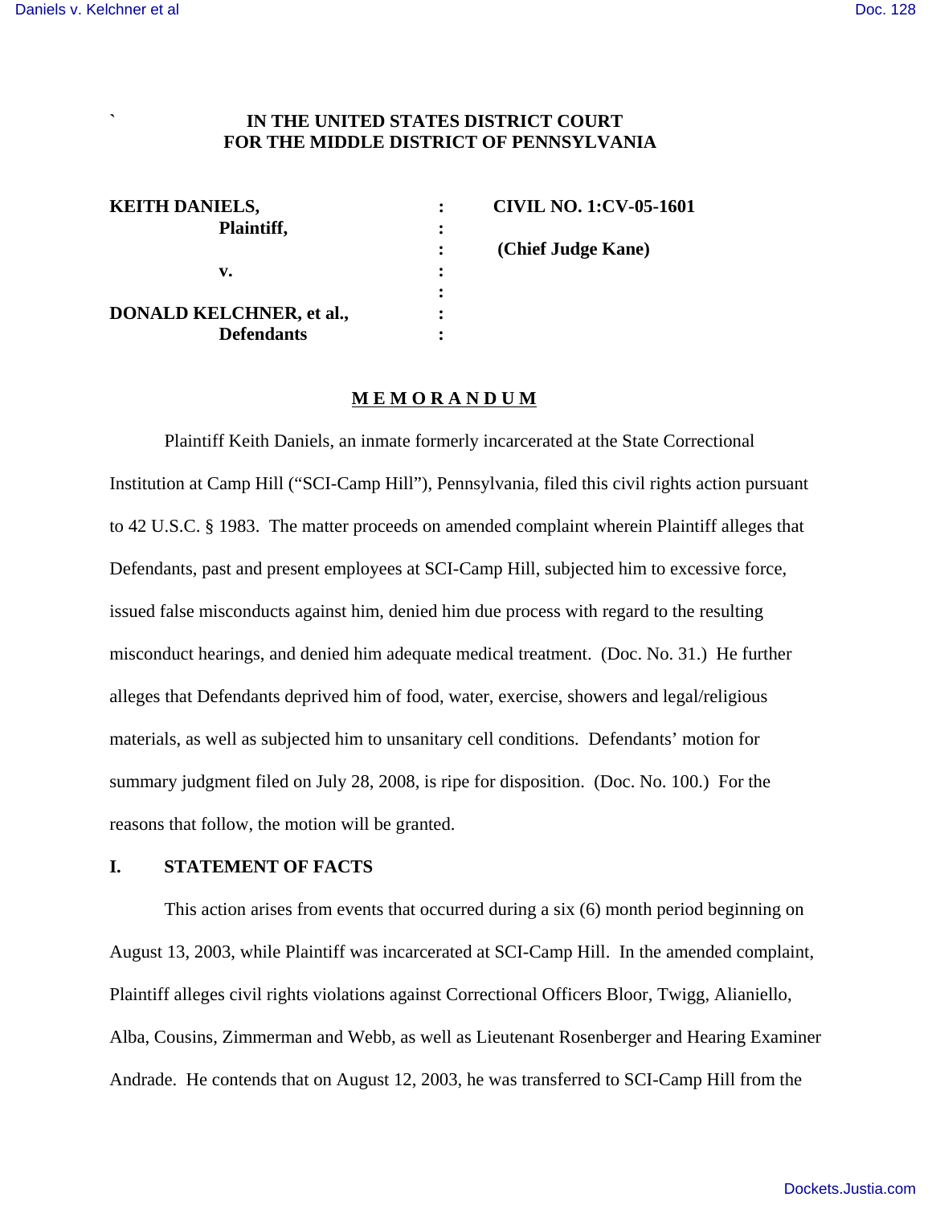**IN THE UNITED STATES DISTRICT COURT**
**FOR THE MIDDLE DISTRICT OF PENNSYLVANIA**

| | | |
|---|---|---|
| **KEITH DANIELS,** | : | **CIVIL NO. 1:CV-05-1601** |
| **Plaintiff,** | : | |
| | : | **(Chief Judge Kane)** |
| **v.** | : | |
| | : | |
| **DONALD KELCHNER, et al.,** | : | |
| **Defendants** | : | |

## M E M O R A N D U M

Plaintiff Keith Daniels, an inmate formerly incarcerated at the State Correctional Institution at Camp Hill ("SCI-Camp Hill"), Pennsylvania, filed this civil rights action pursuant to 42 U.S.C. § 1983. The matter proceeds on amended complaint wherein Plaintiff alleges that Defendants, past and present employees at SCI-Camp Hill, subjected him to excessive force, issued false misconducts against him, denied him due process with regard to the resulting misconduct hearings, and denied him adequate medical treatment. (Doc. No. 31.) He further alleges that Defendants deprived him of food, water, exercise, showers and legal/religious materials, as well as subjected him to unsanitary cell conditions. Defendants' motion for summary judgment filed on July 28, 2008, is ripe for disposition. (Doc. No. 100.) For the reasons that follow, the motion will be granted.

## I. STATEMENT OF FACTS

This action arises from events that occurred during a six (6) month period beginning on August 13, 2003, while Plaintiff was incarcerated at SCI-Camp Hill. In the amended complaint, Plaintiff alleges civil rights violations against Correctional Officers Bloor, Twigg, Alianiello, Alba, Cousins, Zimmerman and Webb, as well as Lieutenant Rosenberger and Hearing Examiner Andrade. He contends that on August 12, 2003, he was transferred to SCI-Camp Hill from the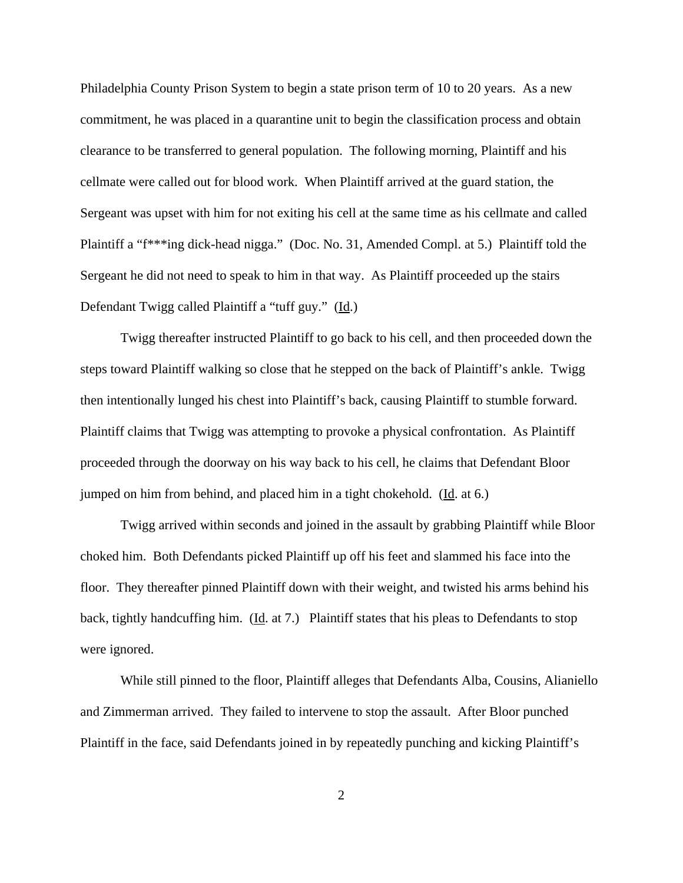Philadelphia County Prison System to begin a state prison term of 10 to 20 years. As a new commitment, he was placed in a quarantine unit to begin the classification process and obtain clearance to be transferred to general population. The following morning, Plaintiff and his cellmate were called out for blood work. When Plaintiff arrived at the guard station, the Sergeant was upset with him for not exiting his cell at the same time as his cellmate and called Plaintiff a "f***ing dick-head nigga." (Doc. No. 31, Amended Compl. at 5.) Plaintiff told the Sergeant he did not need to speak to him in that way. As Plaintiff proceeded up the stairs Defendant Twigg called Plaintiff a "tuff guy." (Id.)

Twigg thereafter instructed Plaintiff to go back to his cell, and then proceeded down the steps toward Plaintiff walking so close that he stepped on the back of Plaintiff's ankle. Twigg then intentionally lunged his chest into Plaintiff's back, causing Plaintiff to stumble forward. Plaintiff claims that Twigg was attempting to provoke a physical confrontation. As Plaintiff proceeded through the doorway on his way back to his cell, he claims that Defendant Bloor jumped on him from behind, and placed him in a tight chokehold. (Id. at 6.)

Twigg arrived within seconds and joined in the assault by grabbing Plaintiff while Bloor choked him. Both Defendants picked Plaintiff up off his feet and slammed his face into the floor. They thereafter pinned Plaintiff down with their weight, and twisted his arms behind his back, tightly handcuffing him. (Id. at 7.) Plaintiff states that his pleas to Defendants to stop were ignored.

While still pinned to the floor, Plaintiff alleges that Defendants Alba, Cousins, Alianiello and Zimmerman arrived. They failed to intervene to stop the assault. After Bloor punched Plaintiff in the face, said Defendants joined in by repeatedly punching and kicking Plaintiff's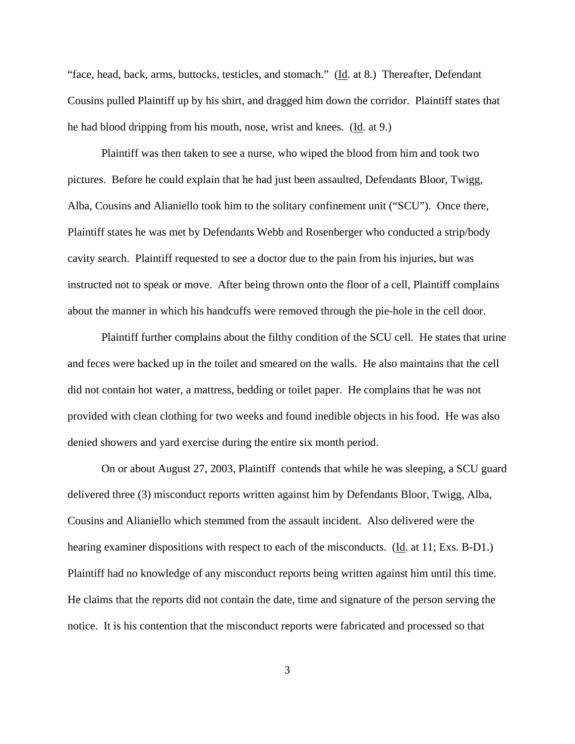"face, head, back, arms, buttocks, testicles, and stomach." (Id. at 8.) Thereafter, Defendant Cousins pulled Plaintiff up by his shirt, and dragged him down the corridor. Plaintiff states that he had blood dripping from his mouth, nose, wrist and knees. (Id. at 9.)

Plaintiff was then taken to see a nurse, who wiped the blood from him and took two pictures. Before he could explain that he had just been assaulted, Defendants Bloor, Twigg, Alba, Cousins and Alianiello took him to the solitary confinement unit ("SCU"). Once there, Plaintiff states he was met by Defendants Webb and Rosenberger who conducted a strip/body cavity search. Plaintiff requested to see a doctor due to the pain from his injuries, but was instructed not to speak or move. After being thrown onto the floor of a cell, Plaintiff complains about the manner in which his handcuffs were removed through the pie-hole in the cell door.

Plaintiff further complains about the filthy condition of the SCU cell. He states that urine and feces were backed up in the toilet and smeared on the walls. He also maintains that the cell did not contain hot water, a mattress, bedding or toilet paper. He complains that he was not provided with clean clothing for two weeks and found inedible objects in his food. He was also denied showers and yard exercise during the entire six month period.

On or about August 27, 2003, Plaintiff contends that while he was sleeping, a SCU guard delivered three (3) misconduct reports written against him by Defendants Bloor, Twigg, Alba, Cousins and Alianiello which stemmed from the assault incident. Also delivered were the hearing examiner dispositions with respect to each of the misconducts. (Id. at 11; Exs. B-D1.) Plaintiff had no knowledge of any misconduct reports being written against him until this time. He claims that the reports did not contain the date, time and signature of the person serving the notice. It is his contention that the misconduct reports were fabricated and processed so that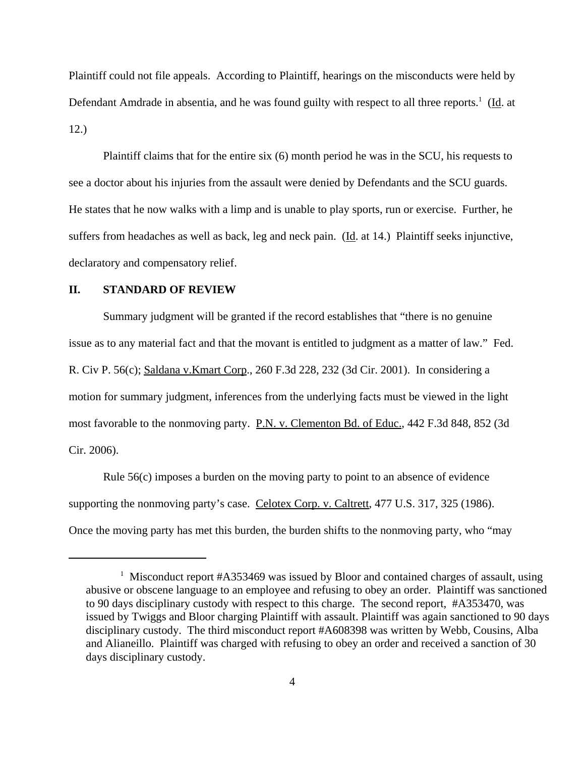Plaintiff could not file appeals. According to Plaintiff, hearings on the misconducts were held by Defendant Amdrade in absentia, and he was found guilty with respect to all three reports.[1] (Id. at 12.)

Plaintiff claims that for the entire six (6) month period he was in the SCU, his requests to see a doctor about his injuries from the assault were denied by Defendants and the SCU guards. He states that he now walks with a limp and is unable to play sports, run or exercise. Further, he suffers from headaches as well as back, leg and neck pain. (Id. at 14.) Plaintiff seeks injunctive, declaratory and compensatory relief.

## II. STANDARD OF REVIEW

Summary judgment will be granted if the record establishes that "there is no genuine issue as to any material fact and that the movant is entitled to judgment as a matter of law." Fed. R. Civ P. 56(c); Saldana v.Kmart Corp., 260 F.3d 228, 232 (3d Cir. 2001). In considering a motion for summary judgment, inferences from the underlying facts must be viewed in the light most favorable to the nonmoving party. P.N. v. Clementon Bd. of Educ., 442 F.3d 848, 852 (3d Cir. 2006).

Rule 56(c) imposes a burden on the moving party to point to an absence of evidence supporting the nonmoving party's case. Celotex Corp. v. Caltrett, 477 U.S. 317, 325 (1986). Once the moving party has met this burden, the burden shifts to the nonmoving party, who "may

---

[1] Misconduct report #A353469 was issued by Bloor and contained charges of assault, using abusive or obscene language to an employee and refusing to obey an order. Plaintiff was sanctioned to 90 days disciplinary custody with respect to this charge. The second report, #A353470, was issued by Twiggs and Bloor charging Plaintiff with assault. Plaintiff was again sanctioned to 90 days disciplinary custody. The third misconduct report #A608398 was written by Webb, Cousins, Alba and Alianeillo. Plaintiff was charged with refusing to obey an order and received a sanction of 30 days disciplinary custody.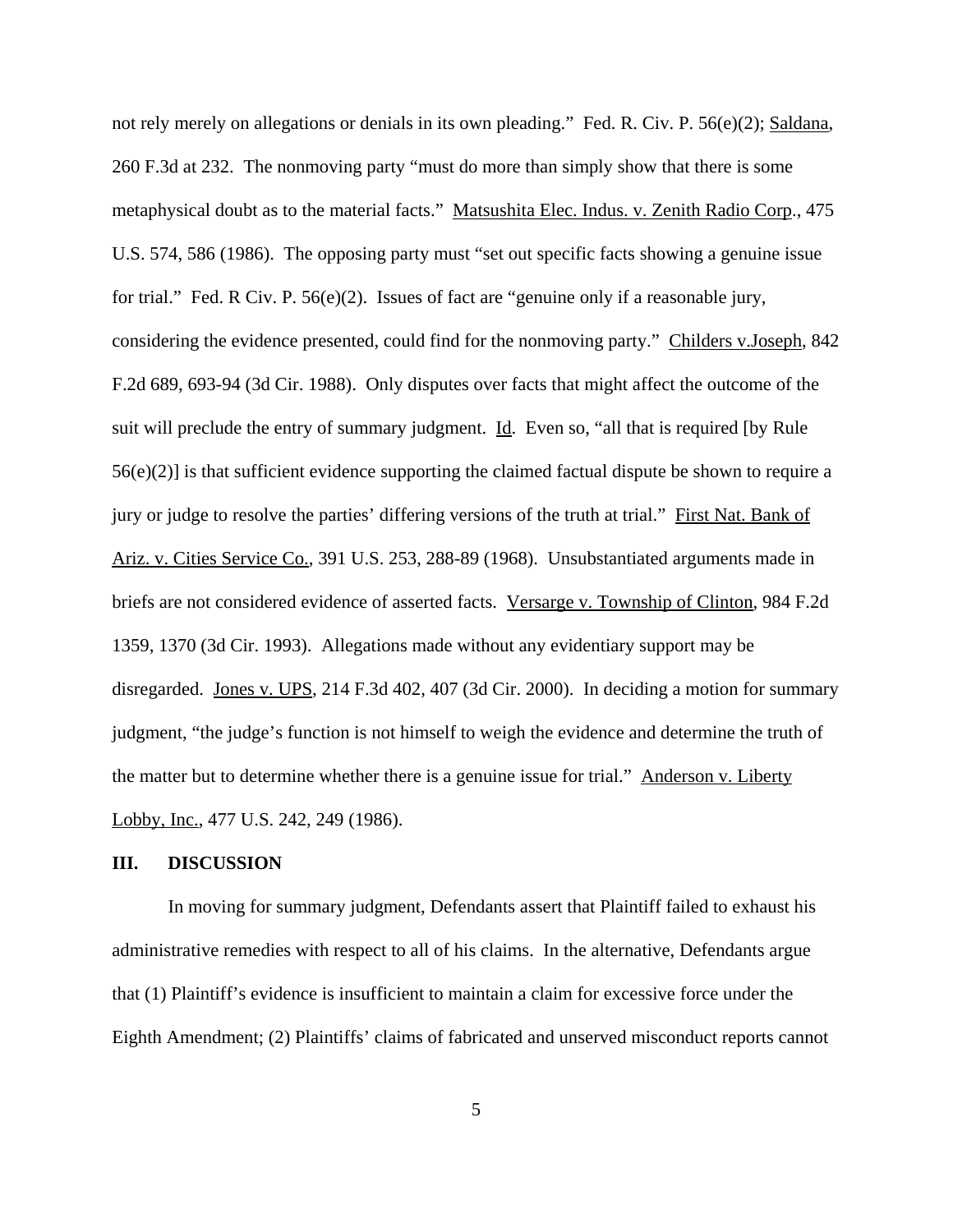not rely merely on allegations or denials in its own pleading." Fed. R. Civ. P. 56(e)(2); Saldana, 260 F.3d at 232. The nonmoving party "must do more than simply show that there is some metaphysical doubt as to the material facts." Matsushita Elec. Indus. v. Zenith Radio Corp., 475 U.S. 574, 586 (1986). The opposing party must "set out specific facts showing a genuine issue for trial." Fed. R Civ. P. 56(e)(2). Issues of fact are "genuine only if a reasonable jury, considering the evidence presented, could find for the nonmoving party." Childers v.Joseph, 842 F.2d 689, 693-94 (3d Cir. 1988). Only disputes over facts that might affect the outcome of the suit will preclude the entry of summary judgment. Id. Even so, "all that is required [by Rule 56(e)(2)] is that sufficient evidence supporting the claimed factual dispute be shown to require a jury or judge to resolve the parties' differing versions of the truth at trial." First Nat. Bank of Ariz. v. Cities Service Co., 391 U.S. 253, 288-89 (1968). Unsubstantiated arguments made in briefs are not considered evidence of asserted facts. Versarge v. Township of Clinton, 984 F.2d 1359, 1370 (3d Cir. 1993). Allegations made without any evidentiary support may be disregarded. Jones v. UPS, 214 F.3d 402, 407 (3d Cir. 2000). In deciding a motion for summary judgment, "the judge's function is not himself to weigh the evidence and determine the truth of the matter but to determine whether there is a genuine issue for trial." Anderson v. Liberty Lobby, Inc., 477 U.S. 242, 249 (1986).

## III. DISCUSSION

In moving for summary judgment, Defendants assert that Plaintiff failed to exhaust his administrative remedies with respect to all of his claims. In the alternative, Defendants argue that (1) Plaintiff's evidence is insufficient to maintain a claim for excessive force under the Eighth Amendment; (2) Plaintiffs' claims of fabricated and unserved misconduct reports cannot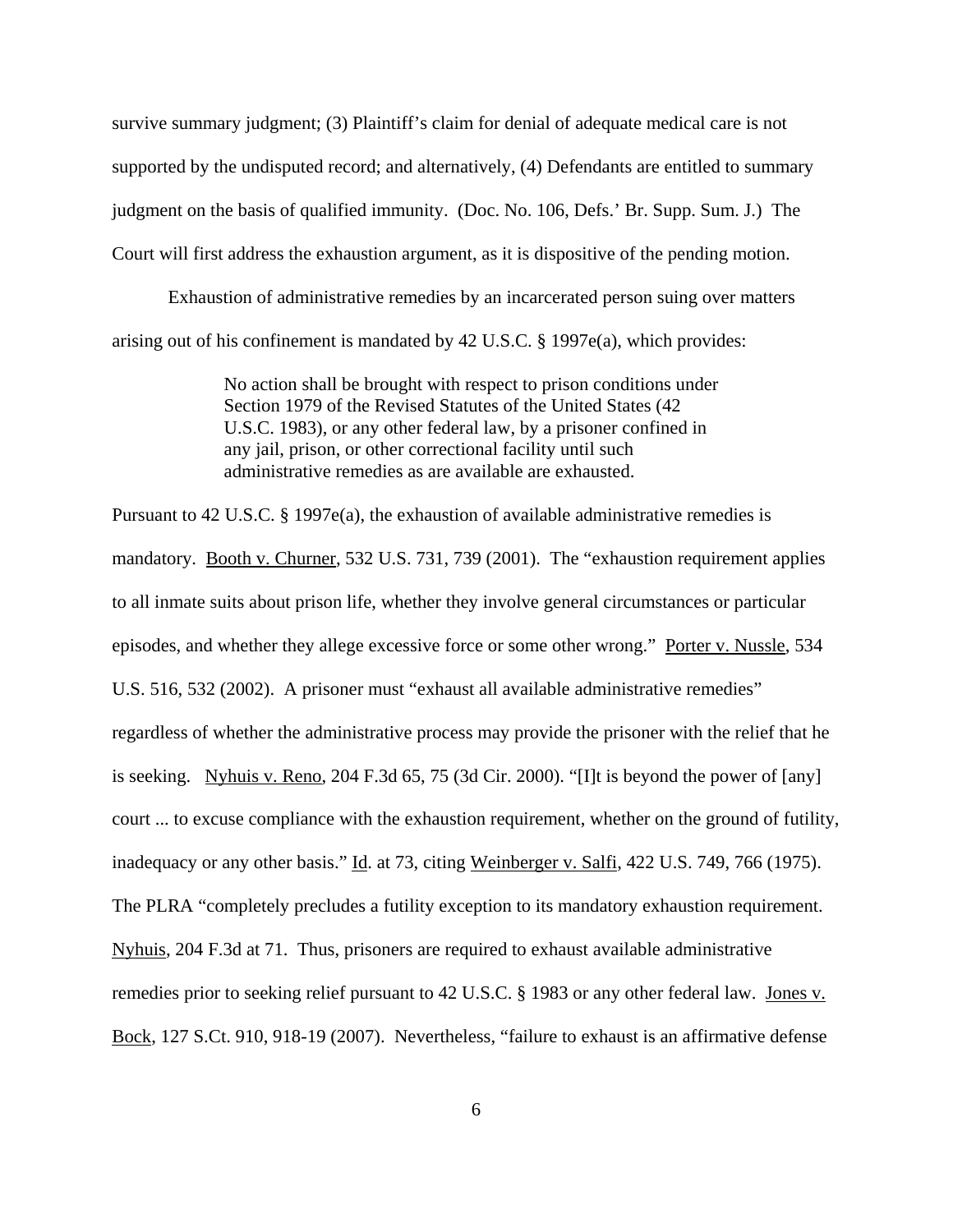survive summary judgment; (3) Plaintiff's claim for denial of adequate medical care is not supported by the undisputed record; and alternatively, (4) Defendants are entitled to summary judgment on the basis of qualified immunity. (Doc. No. 106, Defs.' Br. Supp. Sum. J.) The Court will first address the exhaustion argument, as it is dispositive of the pending motion.

Exhaustion of administrative remedies by an incarcerated person suing over matters arising out of his confinement is mandated by 42 U.S.C. § 1997e(a), which provides:

> No action shall be brought with respect to prison conditions under Section 1979 of the Revised Statutes of the United States (42 U.S.C. 1983), or any other federal law, by a prisoner confined in any jail, prison, or other correctional facility until such administrative remedies as are available are exhausted.

Pursuant to 42 U.S.C. § 1997e(a), the exhaustion of available administrative remedies is mandatory. Booth v. Churner, 532 U.S. 731, 739 (2001). The "exhaustion requirement applies to all inmate suits about prison life, whether they involve general circumstances or particular episodes, and whether they allege excessive force or some other wrong." Porter v. Nussle, 534 U.S. 516, 532 (2002). A prisoner must "exhaust all available administrative remedies" regardless of whether the administrative process may provide the prisoner with the relief that he is seeking. Nyhuis v. Reno, 204 F.3d 65, 75 (3d Cir. 2000). "[I]t is beyond the power of [any] court ... to excuse compliance with the exhaustion requirement, whether on the ground of futility, inadequacy or any other basis." Id. at 73, citing Weinberger v. Salfi, 422 U.S. 749, 766 (1975). The PLRA "completely precludes a futility exception to its mandatory exhaustion requirement. Nyhuis, 204 F.3d at 71. Thus, prisoners are required to exhaust available administrative remedies prior to seeking relief pursuant to 42 U.S.C. § 1983 or any other federal law. Jones v. Bock, 127 S.Ct. 910, 918-19 (2007). Nevertheless, "failure to exhaust is an affirmative defense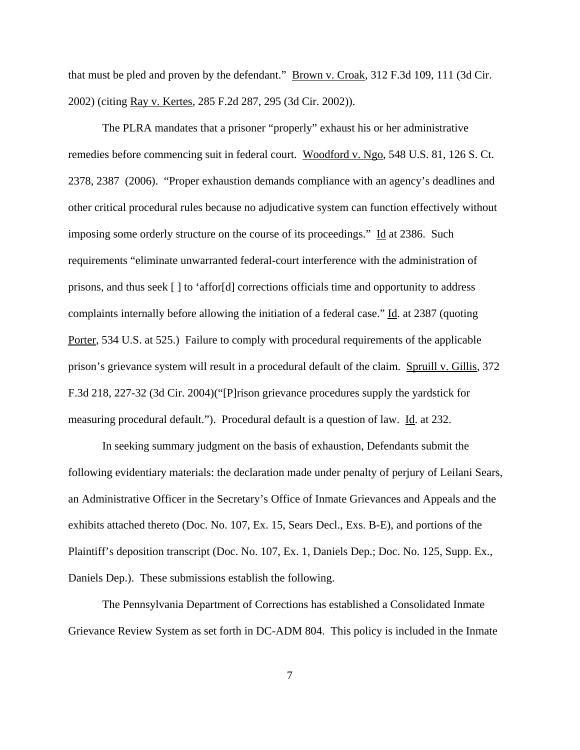that must be pled and proven by the defendant." Brown v. Croak, 312 F.3d 109, 111 (3d Cir. 2002) (citing Ray v. Kertes, 285 F.2d 287, 295 (3d Cir. 2002)).

The PLRA mandates that a prisoner "properly" exhaust his or her administrative remedies before commencing suit in federal court. Woodford v. Ngo, 548 U.S. 81, 126 S. Ct. 2378, 2387 (2006). "Proper exhaustion demands compliance with an agency's deadlines and other critical procedural rules because no adjudicative system can function effectively without imposing some orderly structure on the course of its proceedings." Id at 2386. Such requirements "eliminate unwarranted federal-court interference with the administration of prisons, and thus seek [ ] to 'affor[d] corrections officials time and opportunity to address complaints internally before allowing the initiation of a federal case." Id. at 2387 (quoting Porter, 534 U.S. at 525.) Failure to comply with procedural requirements of the applicable prison's grievance system will result in a procedural default of the claim. Spruill v. Gillis, 372 F.3d 218, 227-32 (3d Cir. 2004)("[P]rison grievance procedures supply the yardstick for measuring procedural default."). Procedural default is a question of law. Id. at 232.

In seeking summary judgment on the basis of exhaustion, Defendants submit the following evidentiary materials: the declaration made under penalty of perjury of Leilani Sears, an Administrative Officer in the Secretary's Office of Inmate Grievances and Appeals and the exhibits attached thereto (Doc. No. 107, Ex. 15, Sears Decl., Exs. B-E), and portions of the Plaintiff's deposition transcript (Doc. No. 107, Ex. 1, Daniels Dep.; Doc. No. 125, Supp. Ex., Daniels Dep.). These submissions establish the following.

The Pennsylvania Department of Corrections has established a Consolidated Inmate Grievance Review System as set forth in DC-ADM 804. This policy is included in the Inmate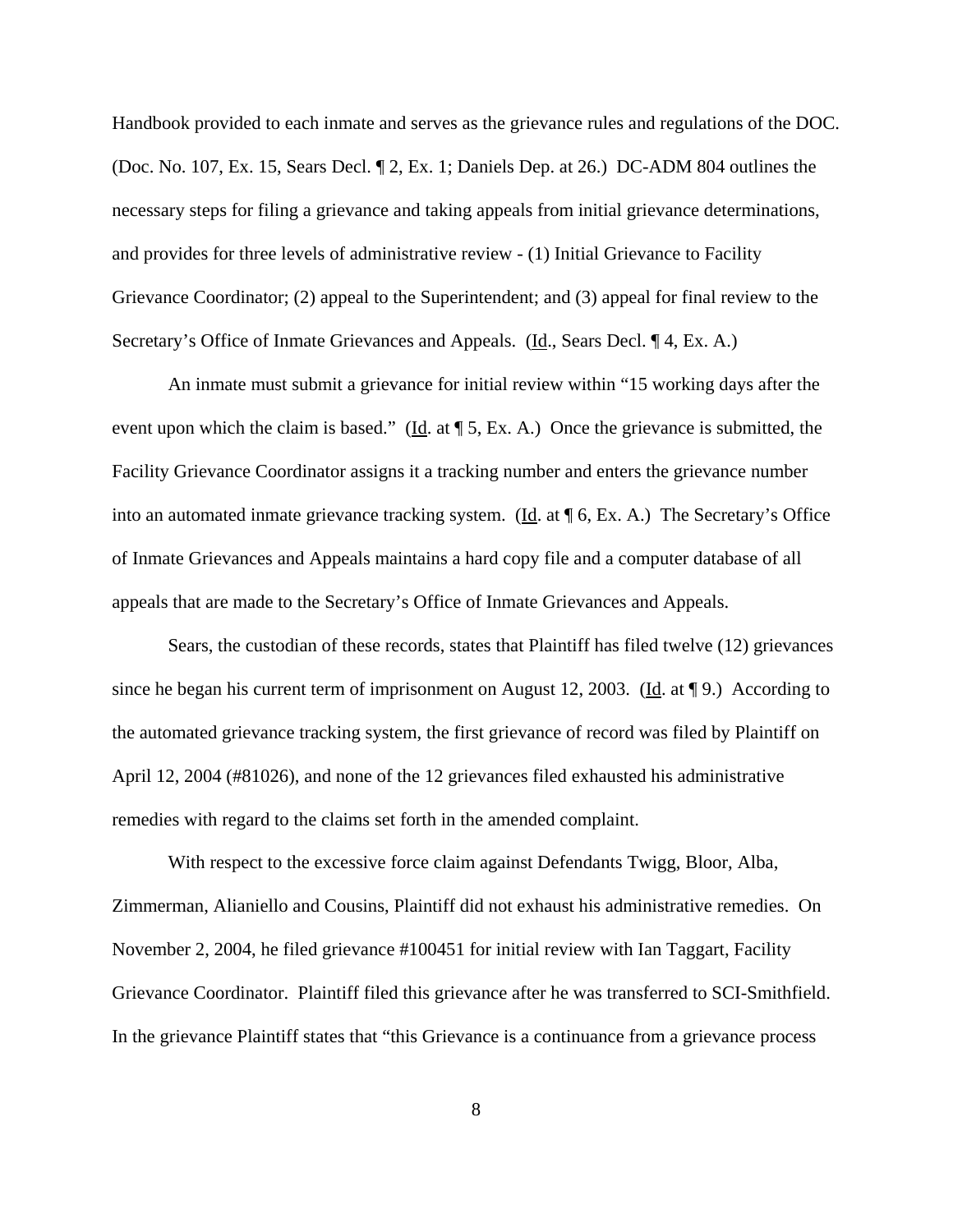Handbook provided to each inmate and serves as the grievance rules and regulations of the DOC. (Doc. No. 107, Ex. 15, Sears Decl. ¶ 2, Ex. 1; Daniels Dep. at 26.) DC-ADM 804 outlines the necessary steps for filing a grievance and taking appeals from initial grievance determinations, and provides for three levels of administrative review - (1) Initial Grievance to Facility Grievance Coordinator; (2) appeal to the Superintendent; and (3) appeal for final review to the Secretary's Office of Inmate Grievances and Appeals. (Id., Sears Decl. ¶ 4, Ex. A.)

An inmate must submit a grievance for initial review within "15 working days after the event upon which the claim is based." (Id. at ¶ 5, Ex. A.) Once the grievance is submitted, the Facility Grievance Coordinator assigns it a tracking number and enters the grievance number into an automated inmate grievance tracking system. (Id. at ¶ 6, Ex. A.) The Secretary's Office of Inmate Grievances and Appeals maintains a hard copy file and a computer database of all appeals that are made to the Secretary's Office of Inmate Grievances and Appeals.

Sears, the custodian of these records, states that Plaintiff has filed twelve (12) grievances since he began his current term of imprisonment on August 12, 2003. (Id. at ¶ 9.) According to the automated grievance tracking system, the first grievance of record was filed by Plaintiff on April 12, 2004 (#81026), and none of the 12 grievances filed exhausted his administrative remedies with regard to the claims set forth in the amended complaint.

With respect to the excessive force claim against Defendants Twigg, Bloor, Alba, Zimmerman, Alianiello and Cousins, Plaintiff did not exhaust his administrative remedies. On November 2, 2004, he filed grievance #100451 for initial review with Ian Taggart, Facility Grievance Coordinator. Plaintiff filed this grievance after he was transferred to SCI-Smithfield. In the grievance Plaintiff states that "this Grievance is a continuance from a grievance process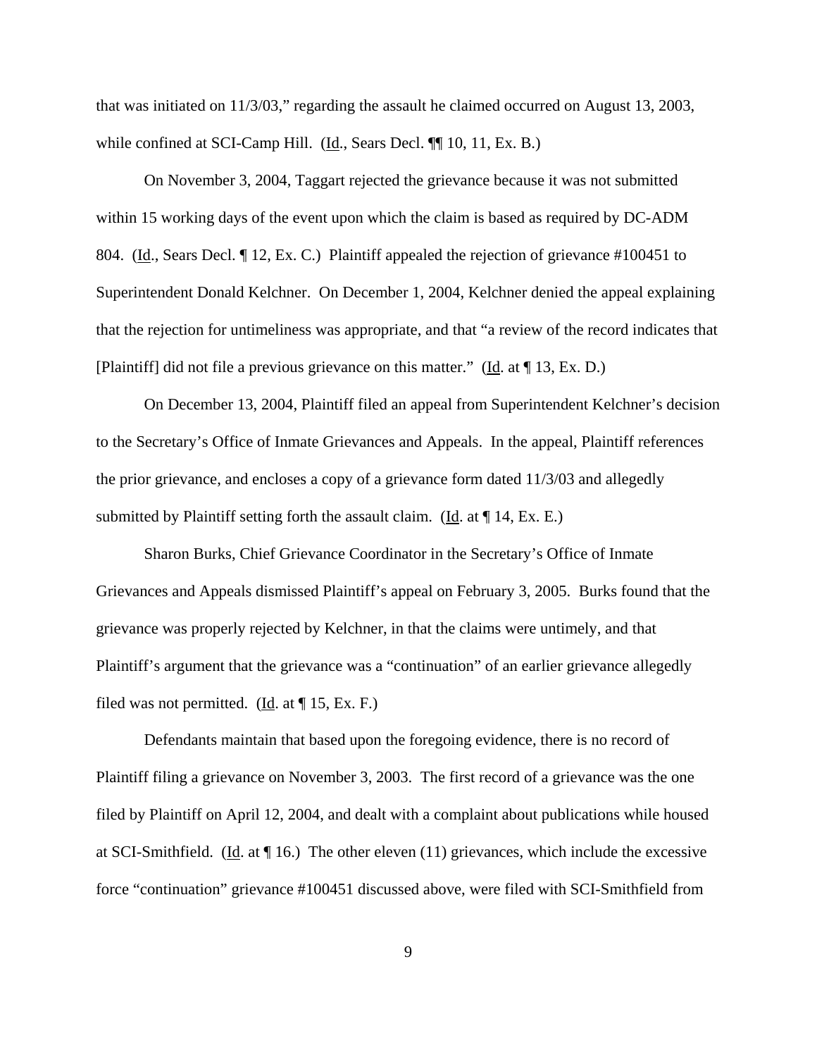that was initiated on 11/3/03," regarding the assault he claimed occurred on August 13, 2003, while confined at SCI-Camp Hill. (Id., Sears Decl. ¶¶ 10, 11, Ex. B.)

On November 3, 2004, Taggart rejected the grievance because it was not submitted within 15 working days of the event upon which the claim is based as required by DC-ADM 804. (Id., Sears Decl. ¶ 12, Ex. C.) Plaintiff appealed the rejection of grievance #100451 to Superintendent Donald Kelchner. On December 1, 2004, Kelchner denied the appeal explaining that the rejection for untimeliness was appropriate, and that "a review of the record indicates that [Plaintiff] did not file a previous grievance on this matter." (Id. at ¶ 13, Ex. D.)

On December 13, 2004, Plaintiff filed an appeal from Superintendent Kelchner's decision to the Secretary's Office of Inmate Grievances and Appeals. In the appeal, Plaintiff references the prior grievance, and encloses a copy of a grievance form dated 11/3/03 and allegedly submitted by Plaintiff setting forth the assault claim. (Id. at ¶ 14, Ex. E.)

Sharon Burks, Chief Grievance Coordinator in the Secretary's Office of Inmate Grievances and Appeals dismissed Plaintiff's appeal on February 3, 2005. Burks found that the grievance was properly rejected by Kelchner, in that the claims were untimely, and that Plaintiff's argument that the grievance was a "continuation" of an earlier grievance allegedly filed was not permitted. (Id. at ¶ 15, Ex. F.)

Defendants maintain that based upon the foregoing evidence, there is no record of Plaintiff filing a grievance on November 3, 2003. The first record of a grievance was the one filed by Plaintiff on April 12, 2004, and dealt with a complaint about publications while housed at SCI-Smithfield. (Id. at ¶ 16.) The other eleven (11) grievances, which include the excessive force "continuation" grievance #100451 discussed above, were filed with SCI-Smithfield from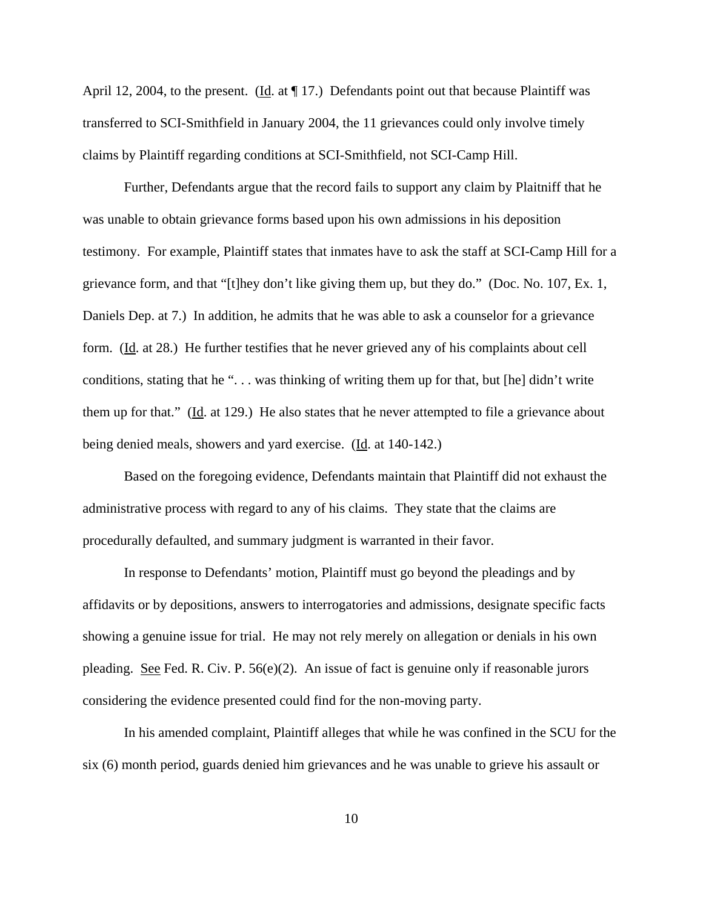April 12, 2004, to the present. (Id. at ¶ 17.) Defendants point out that because Plaintiff was transferred to SCI-Smithfield in January 2004, the 11 grievances could only involve timely claims by Plaintiff regarding conditions at SCI-Smithfield, not SCI-Camp Hill.

Further, Defendants argue that the record fails to support any claim by Plaitniff that he was unable to obtain grievance forms based upon his own admissions in his deposition testimony. For example, Plaintiff states that inmates have to ask the staff at SCI-Camp Hill for a grievance form, and that "[t]hey don't like giving them up, but they do." (Doc. No. 107, Ex. 1, Daniels Dep. at 7.) In addition, he admits that he was able to ask a counselor for a grievance form. (Id. at 28.) He further testifies that he never grieved any of his complaints about cell conditions, stating that he ". . . was thinking of writing them up for that, but [he] didn't write them up for that." (Id. at 129.) He also states that he never attempted to file a grievance about being denied meals, showers and yard exercise. (Id. at 140-142.)

Based on the foregoing evidence, Defendants maintain that Plaintiff did not exhaust the administrative process with regard to any of his claims. They state that the claims are procedurally defaulted, and summary judgment is warranted in their favor.

In response to Defendants' motion, Plaintiff must go beyond the pleadings and by affidavits or by depositions, answers to interrogatories and admissions, designate specific facts showing a genuine issue for trial. He may not rely merely on allegation or denials in his own pleading. See Fed. R. Civ. P. 56(e)(2). An issue of fact is genuine only if reasonable jurors considering the evidence presented could find for the non-moving party.

In his amended complaint, Plaintiff alleges that while he was confined in the SCU for the six (6) month period, guards denied him grievances and he was unable to grieve his assault or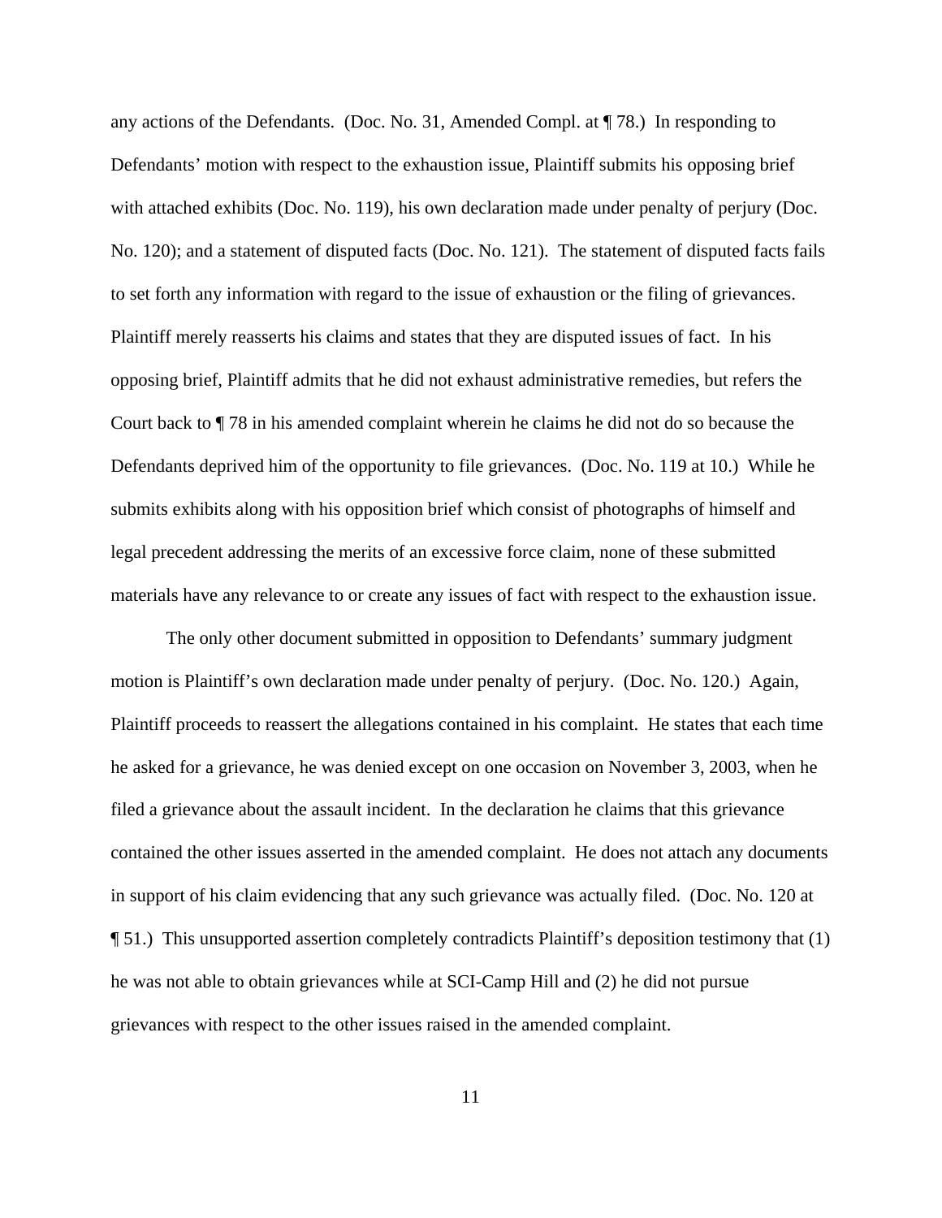any actions of the Defendants. (Doc. No. 31, Amended Compl. at ¶ 78.) In responding to Defendants' motion with respect to the exhaustion issue, Plaintiff submits his opposing brief with attached exhibits (Doc. No. 119), his own declaration made under penalty of perjury (Doc. No. 120); and a statement of disputed facts (Doc. No. 121). The statement of disputed facts fails to set forth any information with regard to the issue of exhaustion or the filing of grievances. Plaintiff merely reasserts his claims and states that they are disputed issues of fact. In his opposing brief, Plaintiff admits that he did not exhaust administrative remedies, but refers the Court back to ¶ 78 in his amended complaint wherein he claims he did not do so because the Defendants deprived him of the opportunity to file grievances. (Doc. No. 119 at 10.) While he submits exhibits along with his opposition brief which consist of photographs of himself and legal precedent addressing the merits of an excessive force claim, none of these submitted materials have any relevance to or create any issues of fact with respect to the exhaustion issue.

The only other document submitted in opposition to Defendants' summary judgment motion is Plaintiff's own declaration made under penalty of perjury. (Doc. No. 120.) Again, Plaintiff proceeds to reassert the allegations contained in his complaint. He states that each time he asked for a grievance, he was denied except on one occasion on November 3, 2003, when he filed a grievance about the assault incident. In the declaration he claims that this grievance contained the other issues asserted in the amended complaint. He does not attach any documents in support of his claim evidencing that any such grievance was actually filed. (Doc. No. 120 at ¶ 51.) This unsupported assertion completely contradicts Plaintiff's deposition testimony that (1) he was not able to obtain grievances while at SCI-Camp Hill and (2) he did not pursue grievances with respect to the other issues raised in the amended complaint.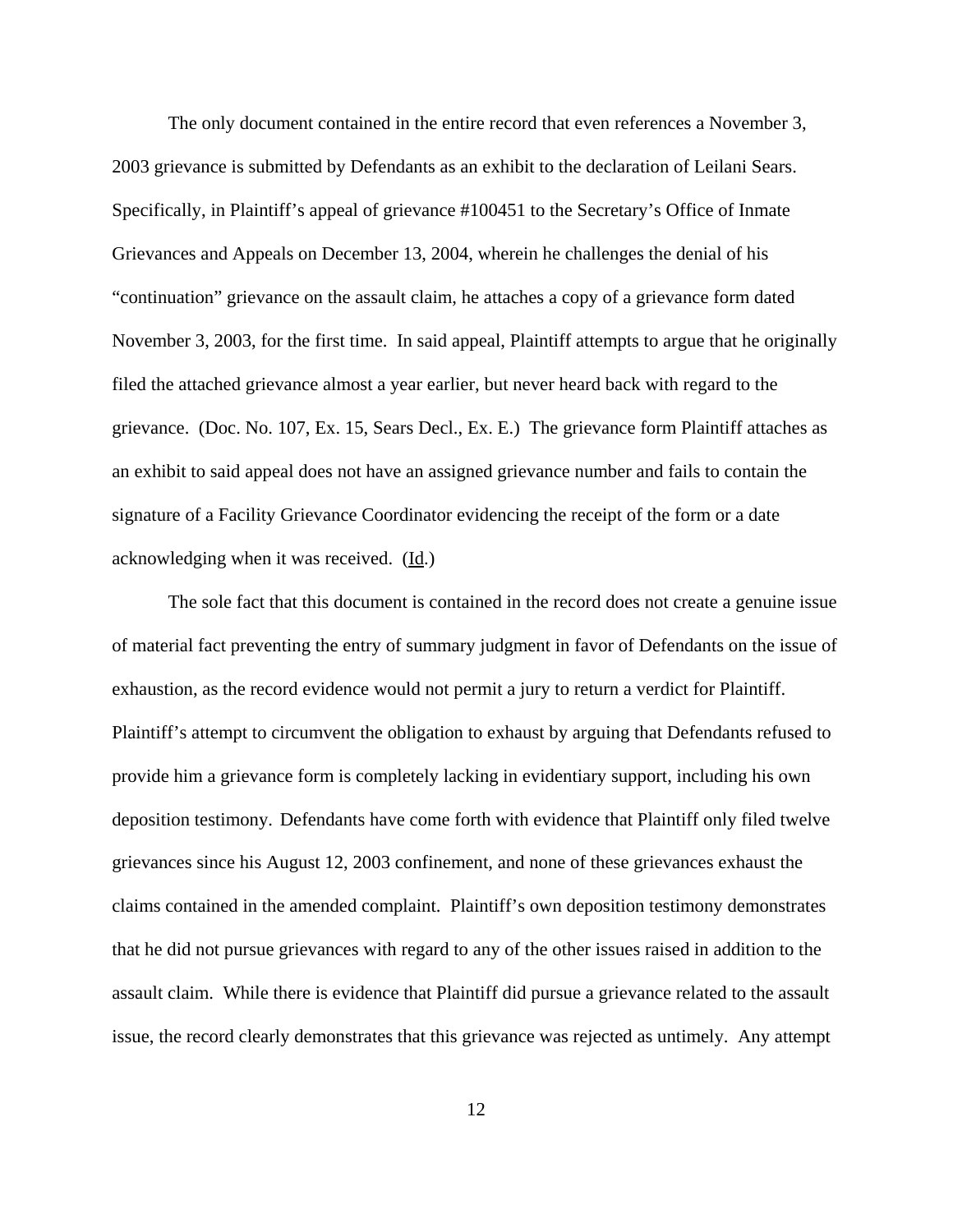The only document contained in the entire record that even references a November 3, 2003 grievance is submitted by Defendants as an exhibit to the declaration of Leilani Sears. Specifically, in Plaintiff's appeal of grievance #100451 to the Secretary's Office of Inmate Grievances and Appeals on December 13, 2004, wherein he challenges the denial of his "continuation" grievance on the assault claim, he attaches a copy of a grievance form dated November 3, 2003, for the first time. In said appeal, Plaintiff attempts to argue that he originally filed the attached grievance almost a year earlier, but never heard back with regard to the grievance. (Doc. No. 107, Ex. 15, Sears Decl., Ex. E.) The grievance form Plaintiff attaches as an exhibit to said appeal does not have an assigned grievance number and fails to contain the signature of a Facility Grievance Coordinator evidencing the receipt of the form or a date acknowledging when it was received. (Id.)

The sole fact that this document is contained in the record does not create a genuine issue of material fact preventing the entry of summary judgment in favor of Defendants on the issue of exhaustion, as the record evidence would not permit a jury to return a verdict for Plaintiff. Plaintiff's attempt to circumvent the obligation to exhaust by arguing that Defendants refused to provide him a grievance form is completely lacking in evidentiary support, including his own deposition testimony. Defendants have come forth with evidence that Plaintiff only filed twelve grievances since his August 12, 2003 confinement, and none of these grievances exhaust the claims contained in the amended complaint. Plaintiff's own deposition testimony demonstrates that he did not pursue grievances with regard to any of the other issues raised in addition to the assault claim. While there is evidence that Plaintiff did pursue a grievance related to the assault issue, the record clearly demonstrates that this grievance was rejected as untimely. Any attempt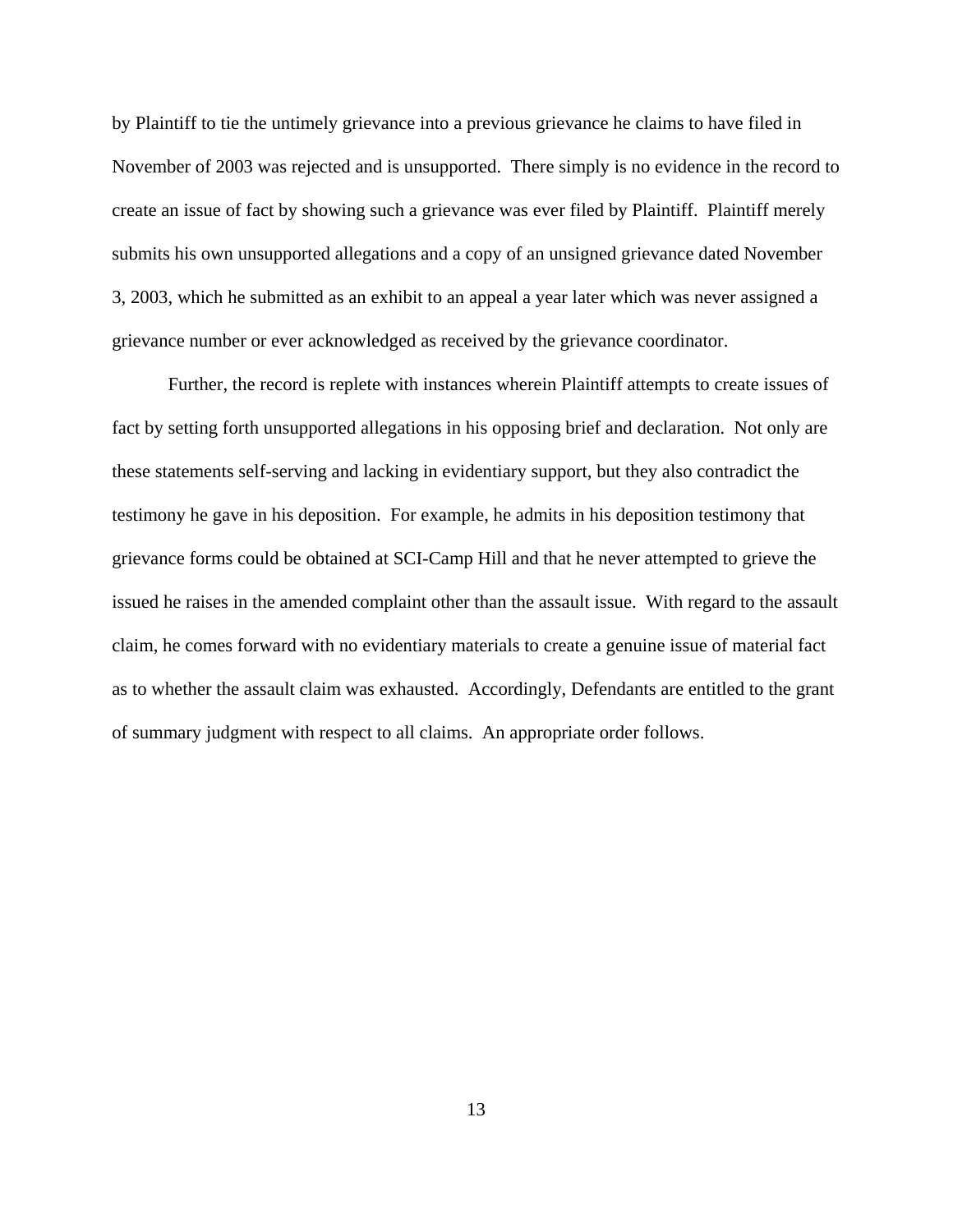by Plaintiff to tie the untimely grievance into a previous grievance he claims to have filed in November of 2003 was rejected and is unsupported. There simply is no evidence in the record to create an issue of fact by showing such a grievance was ever filed by Plaintiff. Plaintiff merely submits his own unsupported allegations and a copy of an unsigned grievance dated November 3, 2003, which he submitted as an exhibit to an appeal a year later which was never assigned a grievance number or ever acknowledged as received by the grievance coordinator.

Further, the record is replete with instances wherein Plaintiff attempts to create issues of fact by setting forth unsupported allegations in his opposing brief and declaration. Not only are these statements self-serving and lacking in evidentiary support, but they also contradict the testimony he gave in his deposition. For example, he admits in his deposition testimony that grievance forms could be obtained at SCI-Camp Hill and that he never attempted to grieve the issued he raises in the amended complaint other than the assault issue. With regard to the assault claim, he comes forward with no evidentiary materials to create a genuine issue of material fact as to whether the assault claim was exhausted. Accordingly, Defendants are entitled to the grant of summary judgment with respect to all claims. An appropriate order follows.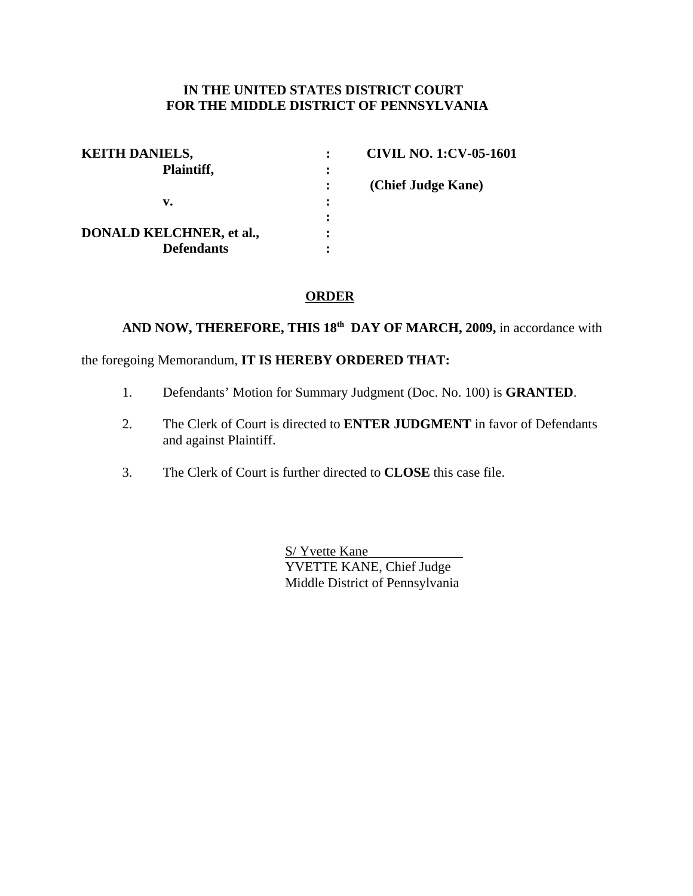**IN THE UNITED STATES DISTRICT COURT**
**FOR THE MIDDLE DISTRICT OF PENNSYLVANIA**

| | | |
|---|---|---|
| **KEITH DANIELS,** | **:** | **CIVIL NO. 1:CV-05-1601** |
| **Plaintiff,** | **:** | |
| | **:** | **(Chief Judge Kane)** |
| **v.** | **:** | |
| | **:** | |
| **DONALD KELCHNER, et al.,** | **:** | |
| **Defendants** | **:** | |

## ORDER

**AND NOW, THEREFORE, THIS 18th DAY OF MARCH, 2009,** in accordance with the foregoing Memorandum, **IT IS HEREBY ORDERED THAT:**

1. Defendants' Motion for Summary Judgment (Doc. No. 100) is **GRANTED**.

2. The Clerk of Court is directed to **ENTER JUDGMENT** in favor of Defendants and against Plaintiff.

3. The Clerk of Court is further directed to **CLOSE** this case file.

S/ Yvette Kane
YVETTE KANE, Chief Judge
Middle District of Pennsylvania